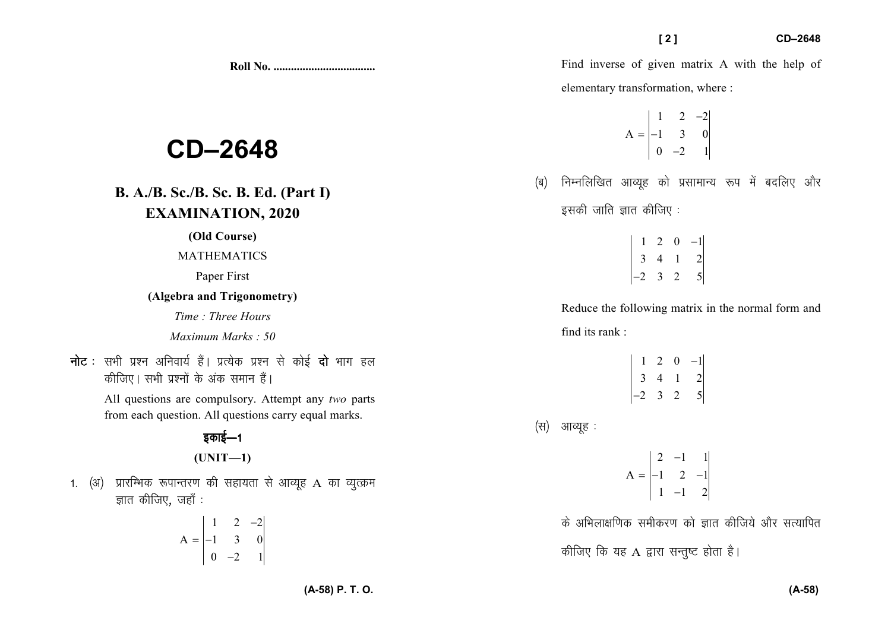Roll No. ..................................

# CD–2648

## B. A./B. Sc./B. Sc. B. Ed. (Part I) EXAMINATION, 2020

**(Old Course)**

MATHEMATICS

Paper First

**(Algebra and Trigonometry)**

*Time : Three Hours*

*Maximum Marks : 50*

**नोट :** सभी प्रश्न अनिवार्य हैं। प्रत्येक प्रश्न से कोई **दो** भाग हल कीजिए। सभी प्रश्नों के अंक समान हैं।

All questions are compulsory. Attempt any *two* parts from each question. All questions carry equal marks.

### इकाई—1

### (UNIT—1)

1. (अ) प्रारम्भिक रूपान्तरण की सहायता से आव्यूह A का व्युत्क्रम ज्ञात कीजिए, जहाँ :

$$A = \begin{vmatrix} 1 & 2 & -2 \\ -1 & 3 & 0 \\ 0 & -2 & 1 \end{vmatrix}$$

Find inverse of given matrix A with the help of elementary transformation, where :

$$A = \begin{vmatrix} 1 & 2 & -2 \\ -1 & 3 & 0 \\ 0 & -2 & 1 \end{vmatrix}$$

(ब) निम्नलिखित आव्यूह को प्रसामान्य रूप में बदलिए और इसकी जाति ज्ञात कीजिए :

$$\begin{vmatrix} 1 & 2 & 0 & -1 \\ 3 & 4 & 1 & 2 \\ -2 & 3 & 2 & 5 \end{vmatrix}$$

Reduce the following matrix in the normal form and find its rank :

$$\begin{vmatrix} 1 & 2 & 0 & -1 \\ 3 & 4 & 1 & 2 \\ -2 & 3 & 2 & 5 \end{vmatrix}$$

(स) आव्यूह :

$$A = \begin{vmatrix} 2 & -1 & 1 \\ -1 & 2 & -1 \\ 1 & -1 & 2 \end{vmatrix}$$

के अभिलाक्षणिक समीकरण को ज्ञात कीजिये और सत्यापित कीजिए कि यह A द्वारा सन्तुष्ट होता है।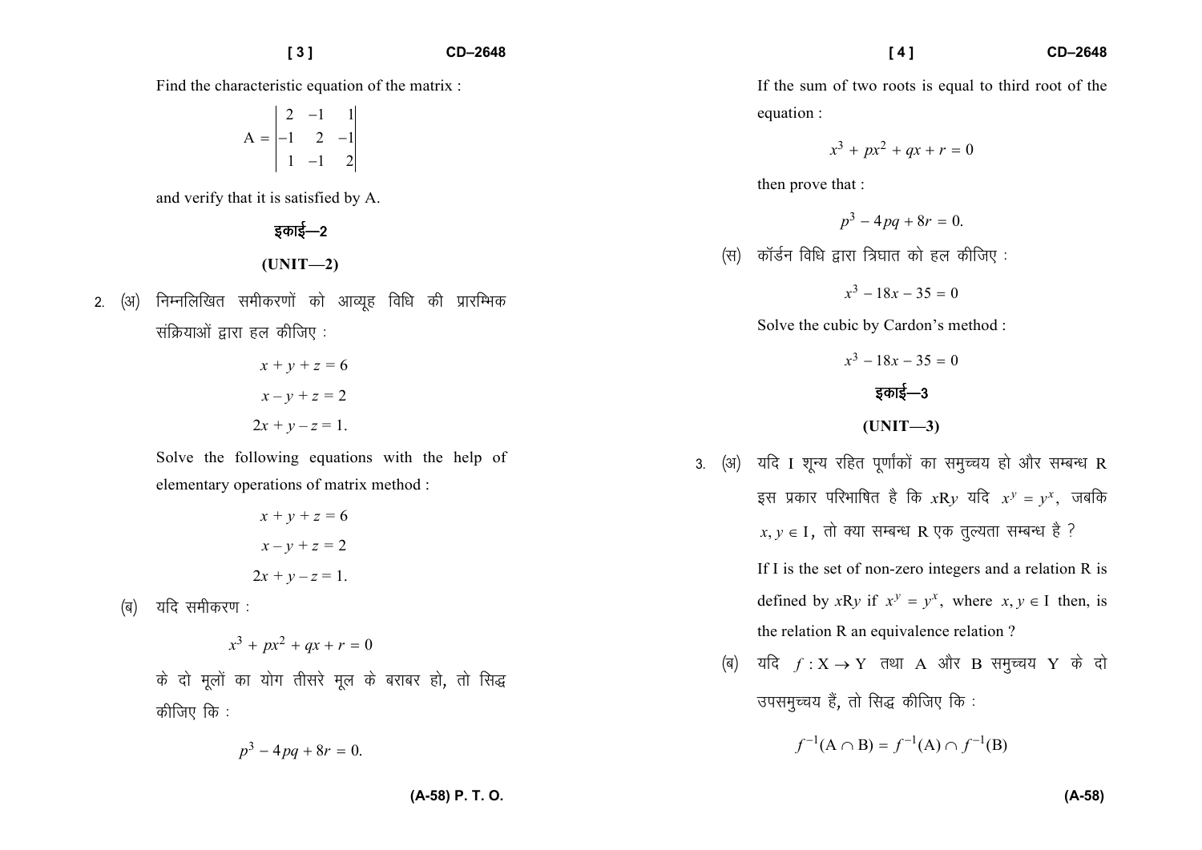Find the characteristic equation of the matrix :

$$A = \begin{vmatrix} 2 & -1 & 1 \\ -1 & 2 & -1 \\ 1 & -1 & 2 \end{vmatrix}$$

and verify that it is satisfied by A.

## इकाई—2

## (UNIT—2)

2. (अ) निम्नलिखित समीकरणों को आव्यूह विधि की प्रारम्भिक संक्रियाओं द्वारा हल कीजिए :

$$x + y + z = 6$$
$$x - y + z = 2$$
$$2x + y - z = 1.$$

Solve the following equations with the help of elementary operations of matrix method :

$$x + y + z = 6$$
$$x - y + z = 2$$
$$2x + y - z = 1.$$

(ब) यदि समीकरण :

$$x^3 + px^2 + qx + r = 0$$

के दो मूलों का योग तीसरे मूल के बराबर हो, तो सिद्ध कीजिए कि :

$$p^3 - 4pq + 8r = 0.$$

If the sum of two roots is equal to third root of the equation :

$$x^3 + px^2 + qx + r = 0$$

then prove that :

$$p^3 - 4pq + 8r = 0.$$

(स) कॉर्डन विधि द्वारा त्रिघात को हल कीजिए :

$$x^3 - 18x - 35 = 0$$

Solve the cubic by Cardon's method :

$$x^3 - 18x - 35 = 0$$

## इकाई—3

## (UNIT—3)

3. (अ) यदि I शून्य रहित पूर्णांकों का समुच्चय हो और सम्बन्ध R इस प्रकार परिभाषित है कि $x\text{R}y$ यदि $x^y = y^x$, जबकि $x, y \in \text{I}$, तो क्या सम्बन्ध R एक तुल्यता सम्बन्ध है ?

If I is the set of non-zero integers and a relation R is defined by $x\text{R}y$ if $x^y = y^x$, where $x, y \in \text{I}$ then, is the relation R an equivalence relation ?

(ब) यदि $f : \text{X} \rightarrow \text{Y}$ तथा A और B समुच्चय Y के दो उपसमुच्चय हैं, तो सिद्ध कीजिए कि :

$$f^{-1}(\text{A} \cap \text{B}) = f^{-1}(\text{A}) \cap f^{-1}(\text{B})$$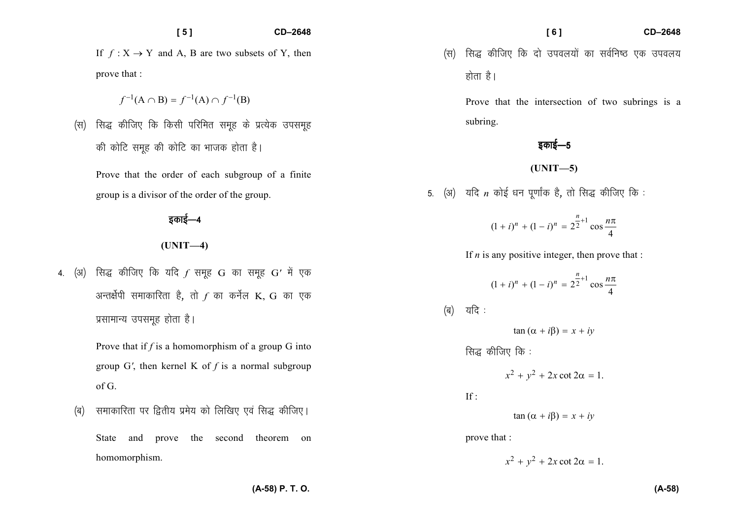If $f : X \to Y$ and A, B are two subsets of Y, then prove that :

$$f^{-1}(A \cap B) = f^{-1}(A) \cap f^{-1}(B)$$

(स) सिद्ध कीजिए कि किसी परिमित समूह के प्रत्येक उपसमूह की कोटि समूह की कोटि का भाजक होता है।

Prove that the order of each subgroup of a finite group is a divisor of the order of the group.

## इकाई—4

## (UNIT—4)

4. (अ) सिद्ध कीजिए कि यदि $f$ समूह G का समूह G′ में एक अन्तर्क्षेपी समाकारिता है, तो $f$ का कर्नेल K, G का एक प्रसामान्य उपसमूह होता है।

Prove that if $f$ is a homomorphism of a group G into group G′, then kernel K of $f$ is a normal subgroup of G.

(ब) समाकारिता पर द्वितीय प्रमेय को लिखिए एवं सिद्ध कीजिए।

State and prove the second theorem on homomorphism.

(स) सिद्ध कीजिए कि दो उपवलयों का सर्वनिष्ठ एक उपवलय होता है।

Prove that the intersection of two subrings is a subring.

## इकाई—5

## (UNIT—5)

5. (अ) यदि $n$ कोई धन पूर्णांक है, तो सिद्ध कीजिए कि :

$$(1 + i)^n + (1 - i)^n = 2^{\frac{n}{2}+1} \cos \frac{n\pi}{4}$$

If $n$ is any positive integer, then prove that :

$$(1 + i)^n + (1 - i)^n = 2^{\frac{n}{2}+1} \cos \frac{n\pi}{4}$$

(ब) यदि :

$$\tan(\alpha + i\beta) = x + iy$$

सिद्ध कीजिए कि :

$$x^2 + y^2 + 2x \cot 2\alpha = 1.$$

If :

$$\tan(\alpha + i\beta) = x + iy$$

prove that :

$$x^2 + y^2 + 2x \cot 2\alpha = 1.$$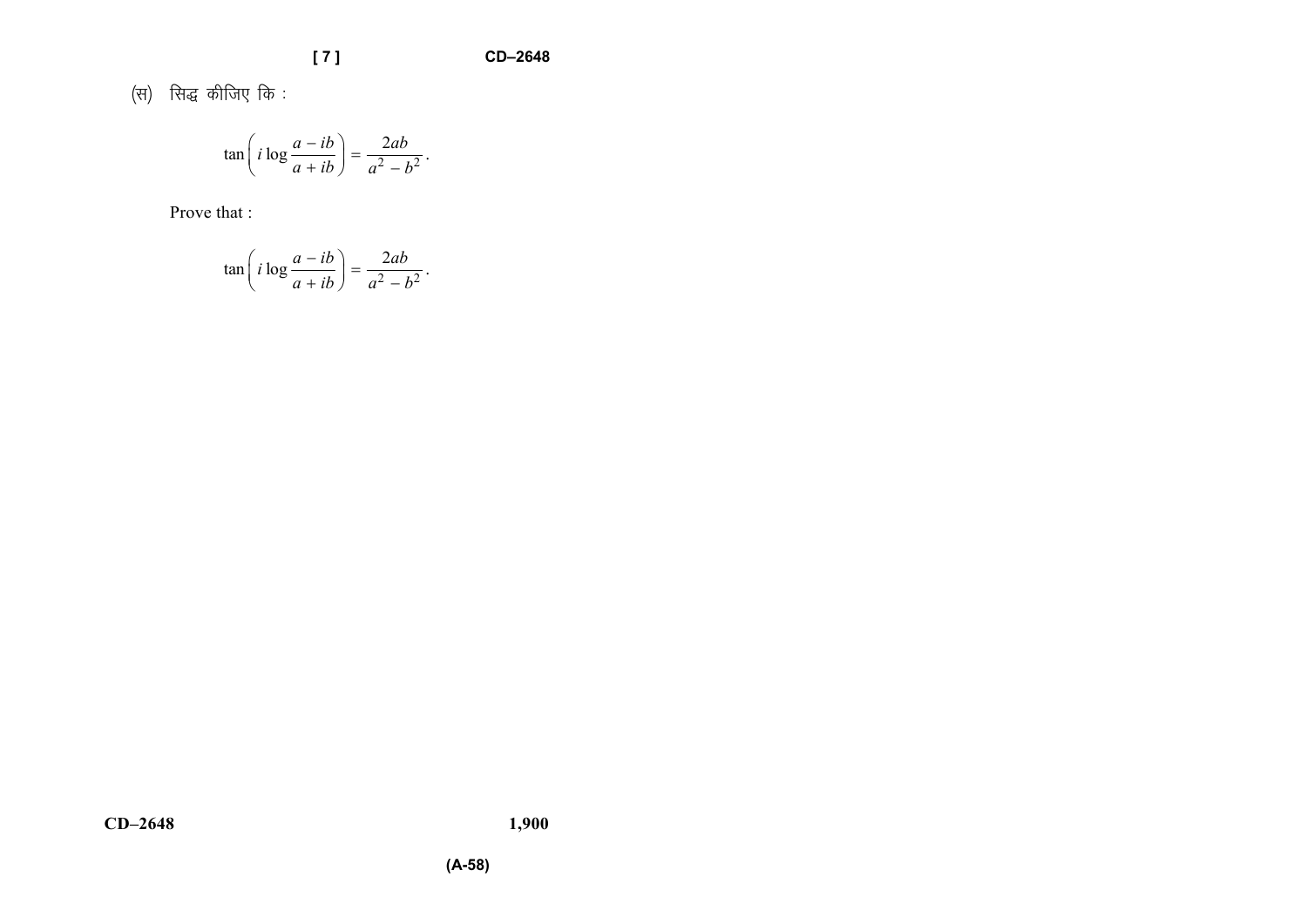(स) सिद्ध कीजिए कि :

$$\tan\left(i \log \frac{a - ib}{a + ib}\right) = \frac{2ab}{a^2 - b^2}.$$

Prove that :

$$\tan\left(i \log \frac{a - ib}{a + ib}\right) = \frac{2ab}{a^2 - b^2}.$$